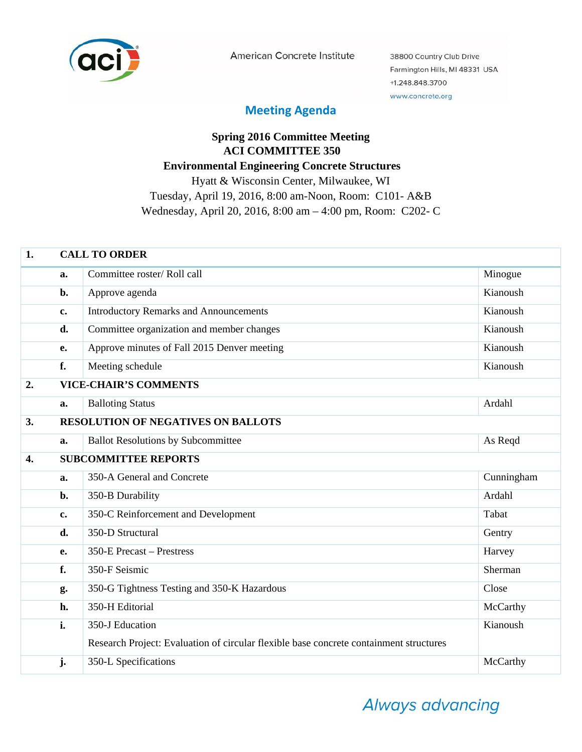American Concrete Institute

38800 Country Club Drive
Farmington Hills, MI 48331 USA
+1.248.848.3700
www.concrete.org

## Meeting Agenda

**Spring 2016 Committee Meeting**
**ACI COMMITTEE 350**
**Environmental Engineering Concrete Structures**
Hyatt & Wisconsin Center, Milwaukee, WI
Tuesday, April 19, 2016, 8:00 am-Noon, Room: C101- A&B
Wednesday, April 20, 2016, 8:00 am – 4:00 pm, Room: C202- C

| **1.** | **CALL TO ORDER** | | |
|---|---|---|---|
| | **a.** | Committee roster/ Roll call | Minogue |
| | **b.** | Approve agenda | Kianoush |
| | **c.** | Introductory Remarks and Announcements | Kianoush |
| | **d.** | Committee organization and member changes | Kianoush |
| | **e.** | Approve minutes of Fall 2015 Denver meeting | Kianoush |
| | **f.** | Meeting schedule | Kianoush |
| **2.** | **VICE-CHAIR'S COMMENTS** | | |
| | **a.** | Balloting Status | Ardahl |
| **3.** | **RESOLUTION OF NEGATIVES ON BALLOTS** | | |
| | **a.** | Ballot Resolutions by Subcommittee | As Reqd |
| **4.** | **SUBCOMMITTEE REPORTS** | | |
| | **a.** | 350-A General and Concrete | Cunningham |
| | **b.** | 350-B Durability | Ardahl |
| | **c.** | 350-C Reinforcement and Development | Tabat |
| | **d.** | 350-D Structural | Gentry |
| | **e.** | 350-E Precast – Prestress | Harvey |
| | **f.** | 350-F Seismic | Sherman |
| | **g.** | 350-G Tightness Testing and 350-K Hazardous | Close |
| | **h.** | 350-H Editorial | McCarthy |
| | **i.** | 350-J Education<br>Research Project: Evaluation of circular flexible base concrete containment structures | Kianoush |
| | **j.** | 350-L Specifications | McCarthy |

*Always advancing*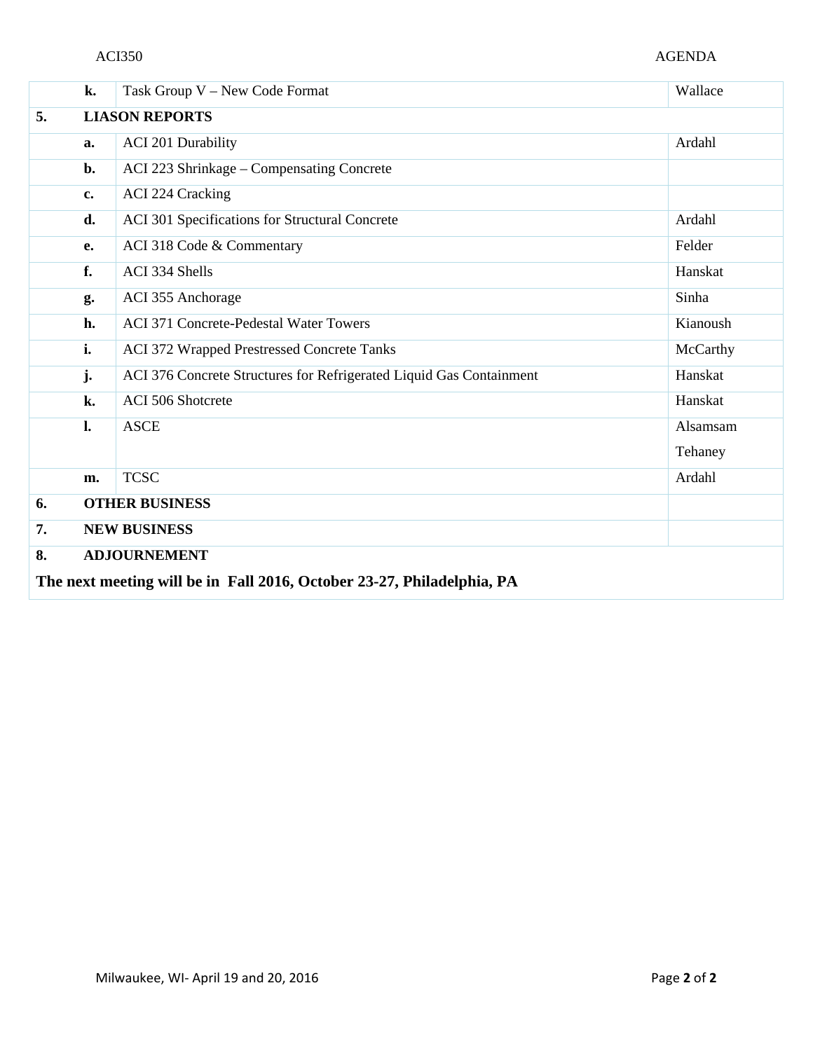| | | | |
|---|---|---|---|
| | **k.** | Task Group V – New Code Format | Wallace |
| **5.** | **LIASON REPORTS** | | |
| | **a.** | ACI 201 Durability | Ardahl |
| | **b.** | ACI 223 Shrinkage – Compensating Concrete | |
| | **c.** | ACI 224 Cracking | |
| | **d.** | ACI 301 Specifications for Structural Concrete | Ardahl |
| | **e.** | ACI 318 Code & Commentary | Felder |
| | **f.** | ACI 334 Shells | Hanskat |
| | **g.** | ACI 355 Anchorage | Sinha |
| | **h.** | ACI 371 Concrete-Pedestal Water Towers | Kianoush |
| | **i.** | ACI 372 Wrapped Prestressed Concrete Tanks | McCarthy |
| | **j.** | ACI 376 Concrete Structures for Refrigerated Liquid Gas Containment | Hanskat |
| | **k.** | ACI 506 Shotcrete | Hanskat |
| | **l.** | ASCE | Alsamsam<br>Tehaney |
| | **m.** | TCSC | Ardahl |
| **6.** | **OTHER BUSINESS** | | |
| **7.** | **NEW BUSINESS** | | |
| **8.** | **ADJOURNEMENT** | | |

**The next meeting will be in Fall 2016, October 23-27, Philadelphia, PA**